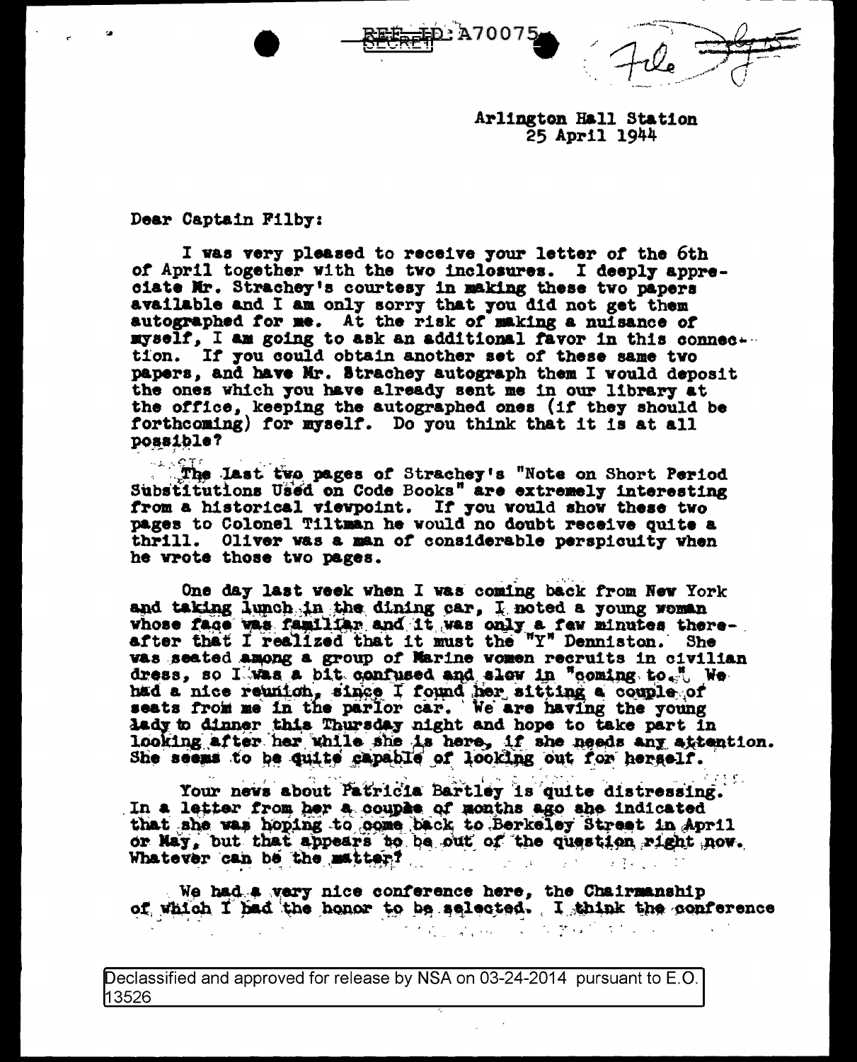REF ID:A70075

SECRET

File

Arlington Hall Station
25 April 1944

Dear Captain Filby:

I was very pleased to receive your letter of the 6th of April together with the two inclosures. I deeply appreciate Mr. Strachey's courtesy in making these two papers available and I am only sorry that you did not get them autographed for me. At the risk of making a nuisance of myself, I am going to ask an additional favor in this connection. If you could obtain another set of these same two papers, and have Mr. Strachey autograph them I would deposit the ones which you have already sent me in our library at the office, keeping the autographed ones (if they should be forthcoming) for myself. Do you think that it is at all possible?

The last two pages of Strachey's "Note on Short Period Substitutions Used on Code Books" are extremely interesting from a historical viewpoint. If you would show these two pages to Colonel Tiltman he would no doubt receive quite a thrill. Oliver was a man of considerable perspicuity when he wrote those two pages.

One day last week when I was coming back from New York and taking lunch in the dining car, I noted a young woman whose face was familiar and it was only a few minutes thereafter that I realized that it must the "Y" Denniston. She was seated among a group of Marine women recruits in civilian dress, so I was a bit confused and slow in "coming to." We had a nice reunion, since I found her sitting a couple of seats from me in the parlor car. We are having the young lady to dinner this Thursday night and hope to take part in looking after her while she is here, if she needs any attention. She seems to be quite capable of looking out for herself.

Your news about Patricia Bartley is quite distressing. In a letter from her a couple of months ago she indicated that she was hoping to come back to Berkeley Street in April or May, but that appears to be out of the question right now. Whatever can be the matter?

We had a very nice conference here, the Chairmanship of which I had the honor to be selected. I think the conference

Declassified and approved for release by NSA on 03-24-2014 pursuant to E.O. 13526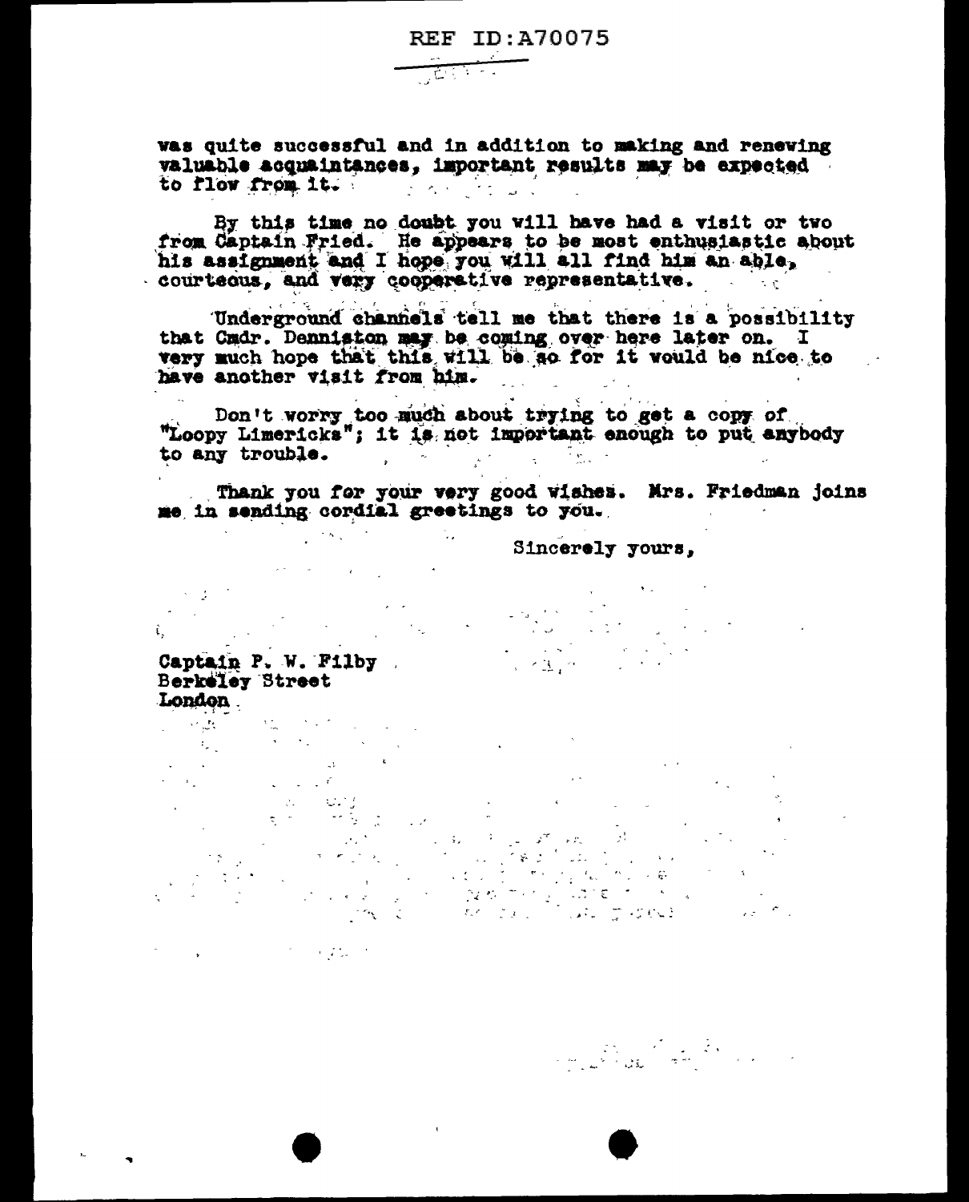REF ID:A70075

was quite successful and in addition to making and renewing valuable acquaintances, important results may be expected to flow from it.

By this time no doubt you will have had a visit or two from Captain Fried. He appears to be most enthusiastic about his assignment and I hope you will all find him an able, courteous, and very cooperative representative.

Underground channels tell me that there is a possibility that Cmdr. Denniston may be coming over here later on. I very much hope that this will be so for it would be nice to have another visit from him.

Don't worry too much about trying to get a copy of "Loopy Limericks"; it is not important enough to put anybody to any trouble.

Thank you for your very good wishes. Mrs. Friedman joins me in sending cordial greetings to you.

Sincerely yours,

Captain P. W. Filby
Berkeley Street
London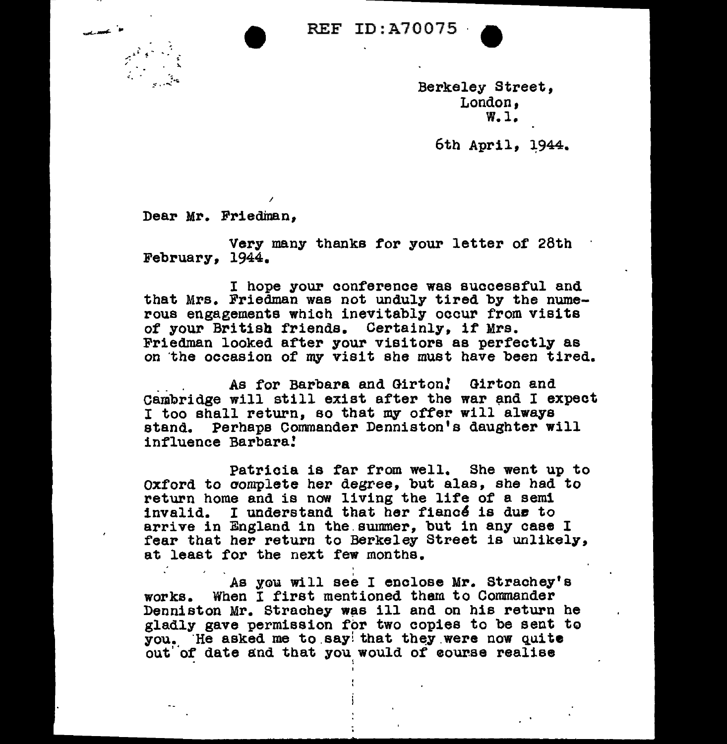REF ID:A70075

Berkeley Street,
London,
W.1.

6th April, 1944.

Dear Mr. Friedman,

Very many thanks for your letter of 28th February, 1944.

I hope your conference was successful and that Mrs. Friedman was not unduly tired by the numerous engagements which inevitably occur from visits of your British friends. Certainly, if Mrs. Friedman looked after your visitors as perfectly as on the occasion of my visit she must have been tired.

As for Barbara and Girton! Girton and Cambridge will still exist after the war and I expect I too shall return, so that my offer will always stand. Perhaps Commander Denniston's daughter will influence Barbara!

Patricia is far from well. She went up to Oxford to complete her degree, but alas, she had to return home and is now living the life of a semi invalid. I understand that her fiancé is due to arrive in England in the summer, but in any case I fear that her return to Berkeley Street is unlikely, at least for the next few months.

As you will see I enclose Mr. Strachey's works. When I first mentioned them to Commander Denniston Mr. Strachey was ill and on his return he gladly gave permission for two copies to be sent to you. He asked me to say that they were now quite out of date and that you would of course realise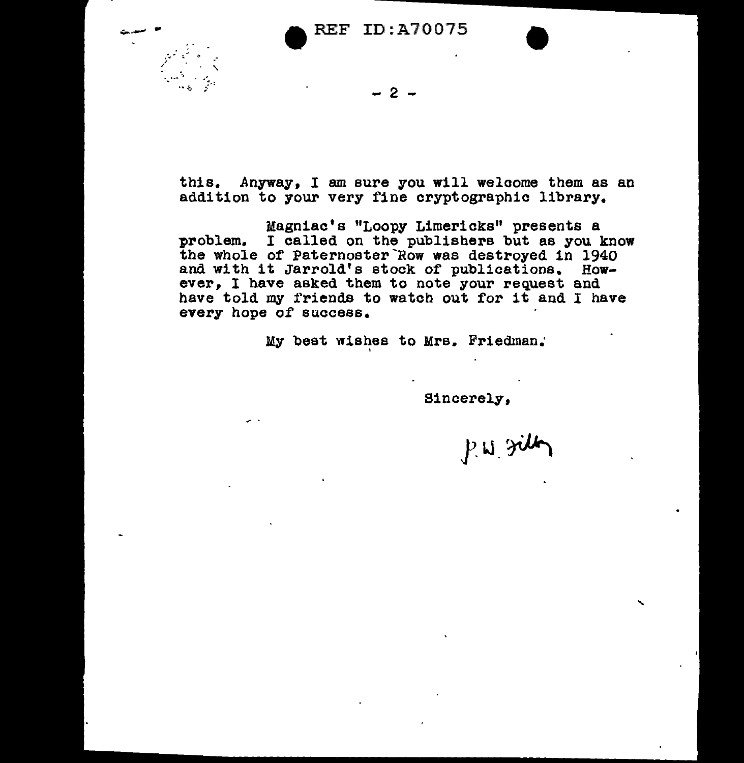this. Anyway, I am sure you will welcome them as an addition to your very fine cryptographic library.

Magniac's "Loopy Limericks" presents a problem. I called on the publishers but as you know the whole of Paternoster Row was destroyed in 1940 and with it Jarrold's stock of publications. However, I have asked them to note your request and have told my friends to watch out for it and I have every hope of success.

My best wishes to Mrs. Friedman.

Sincerely,

P.W. Filby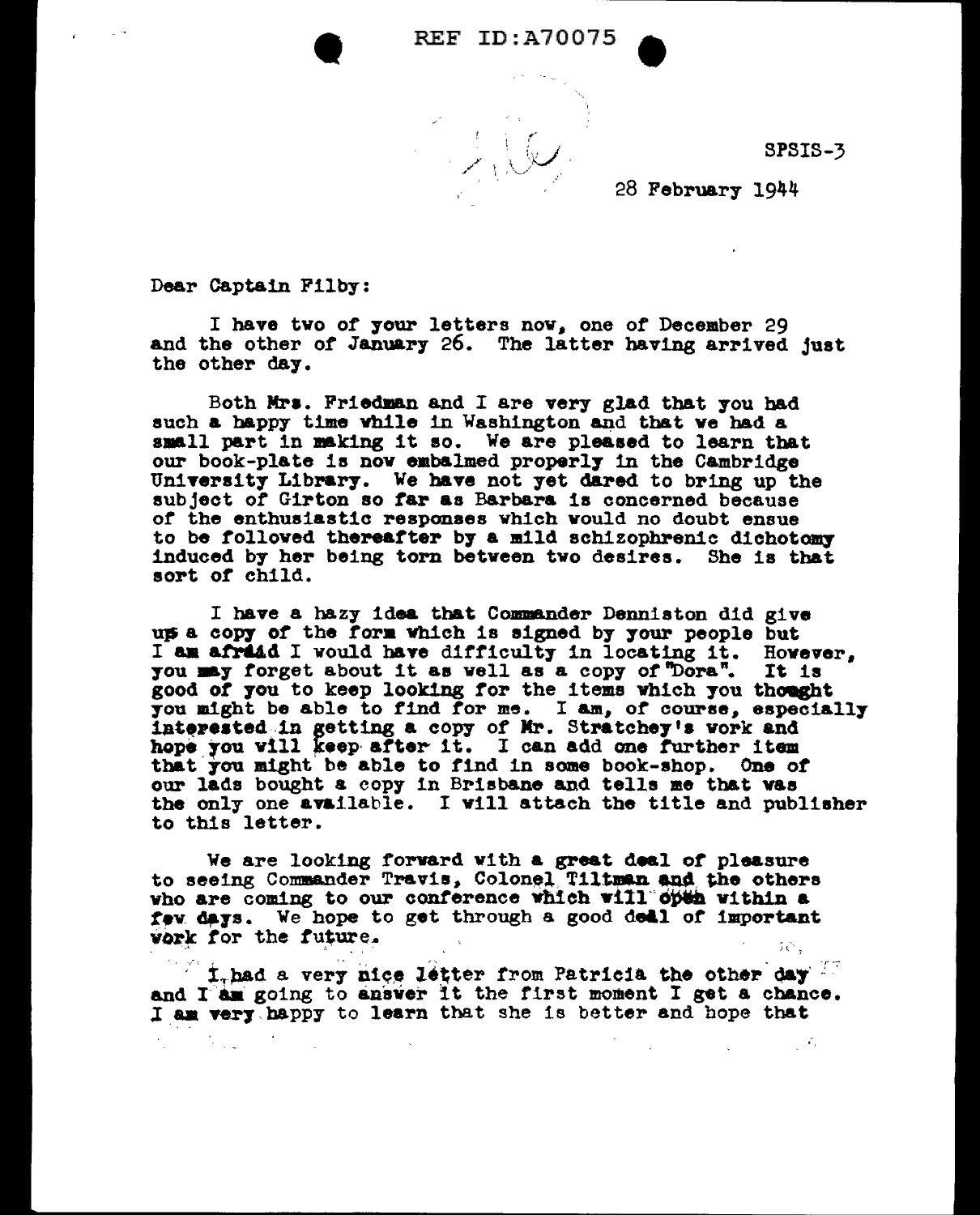SPSIS-3

28 February 1944

Dear Captain Filby:

I have two of your letters now, one of December 29 and the other of January 26. The latter having arrived just the other day.

Both Mrs. Friedman and I are very glad that you had such a happy time while in Washington and that we had a small part in making it so. We are pleased to learn that our book-plate is now embalmed properly in the Cambridge University Library. We have not yet dared to bring up the subject of Girton so far as Barbara is concerned because of the enthusiastic responses which would no doubt ensue to be followed thereafter by a mild schizophrenic dichotomy induced by her being torn between two desires. She is that sort of child.

I have a hazy idea that Commander Denniston did give ups a copy of the form which is signed by your people but I am afraid I would have difficulty in locating it. However, you may forget about it as well as a copy of "Dora". It is good of you to keep looking for the items which you thought you might be able to find for me. I am, of course, especially interested in getting a copy of Mr. Stratchey's work and hope you will keep after it. I can add one further item that you might be able to find in some book-shop. One of our lads bought a copy in Brisbane and tells me that was the only one available. I will attach the title and publisher to this letter.

We are looking forward with a great deal of pleasure to seeing Commander Travis, Colonel Tiltman and the others who are coming to our conference which will open within a few days. We hope to get through a good deal of important work for the future.

I had a very nice letter from Patricia the other day and I am going to answer it the first moment I get a chance. I am very happy to learn that she is better and hope that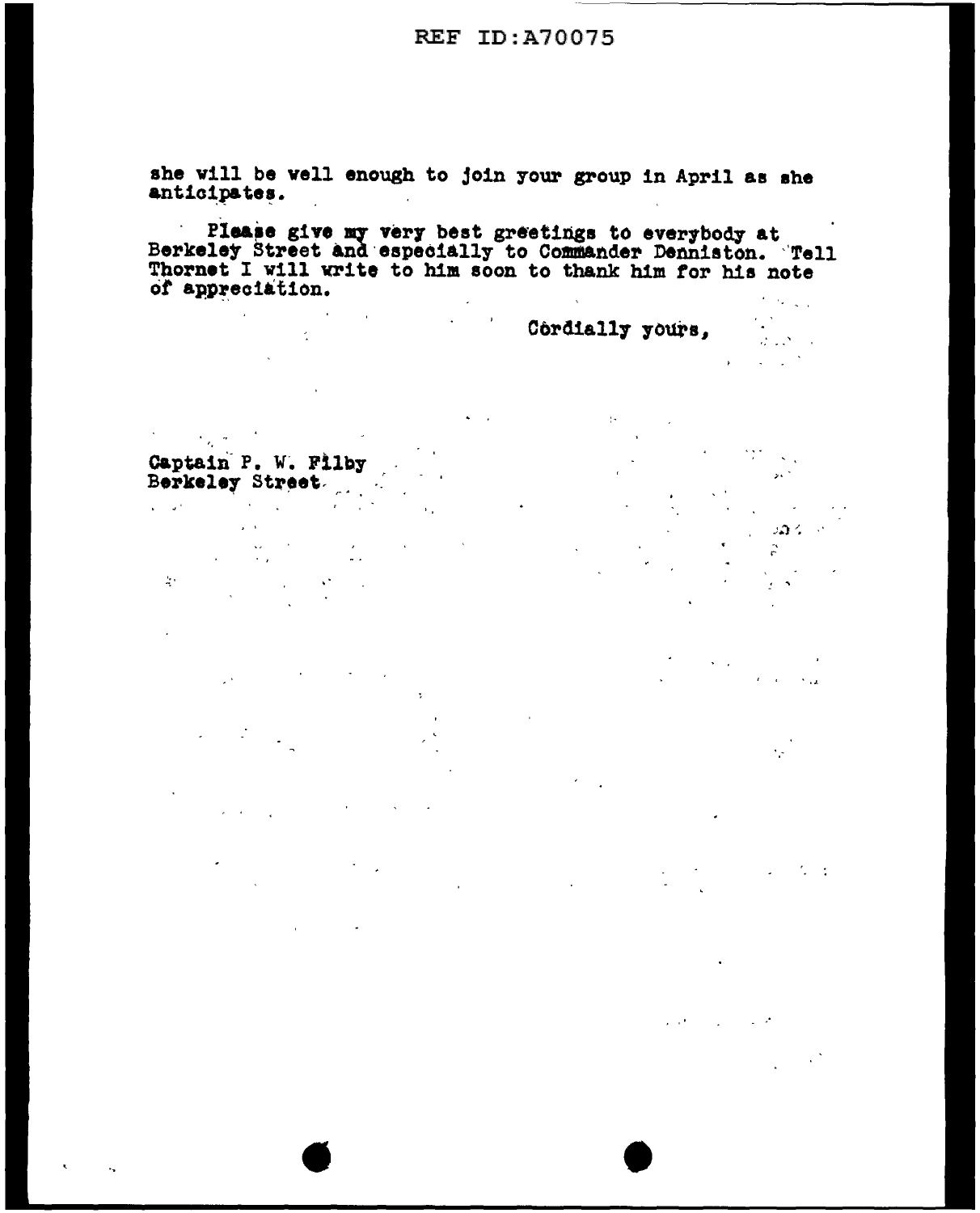she will be well enough to join your group in April as she anticipates.

Please give my very best greetings to everybody at Berkeley Street and especially to Commander Denniston. Tell Thornet I will write to him soon to thank him for his note of appreciation.

Cordially yours,

Captain P. W. Filby
Berkeley Street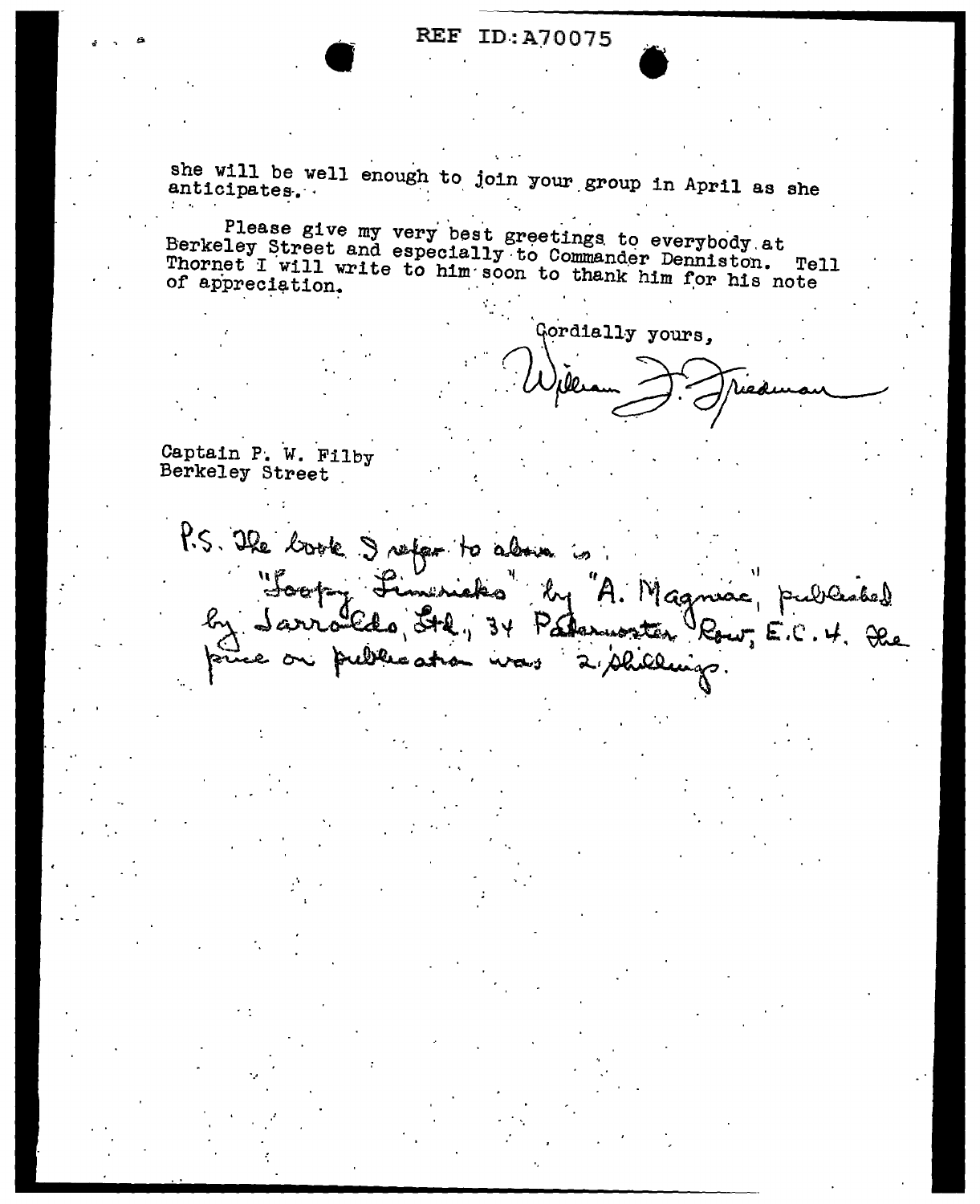she will be well enough to join your group in April as she anticipates.

Please give my very best greetings to everybody at Berkeley Street and especially to Commander Denniston. Tell Thornet I will write to him soon to thank him for his note of appreciation.

Cordially yours,

William F. Friedman

Captain P. W. Filby
Berkeley Street

P.S. The book I refer to above is: "Loopy Limericks" by "A. Magniac", published by Jarrolds, Ltd., 34 Paternoster Row, E.C.4. The price on publication was 2 shillings.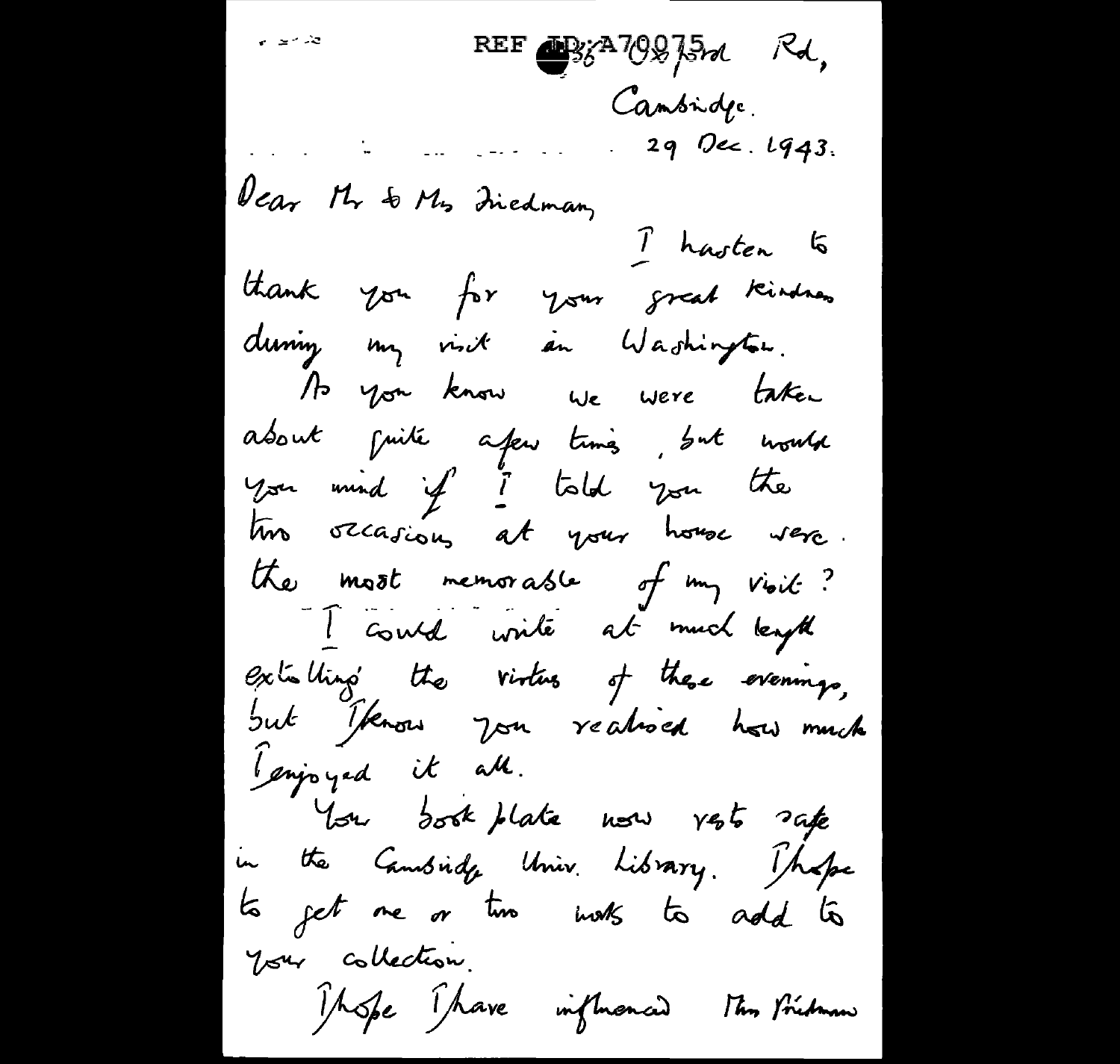REF ID:A70075 36 Oxford Rd,

Cambridge.

29 Dec. 1943.

Dear Mr & Mrs Friedman,

I hasten to thank you for your great kindness during my visit in Washington.

As you know we were taken about quite a few times, but would you mind if I told you the two occasions at your house were the most memorable of my visit?

I could write at much length extolling the virtues of these evenings, but I know you realised how much I enjoyed it all.

Your book plate now rests safe in the Cambridge Univ. Library. I hope to get one or two works to add to your collection.

I hope I have influenced Mrs Friedman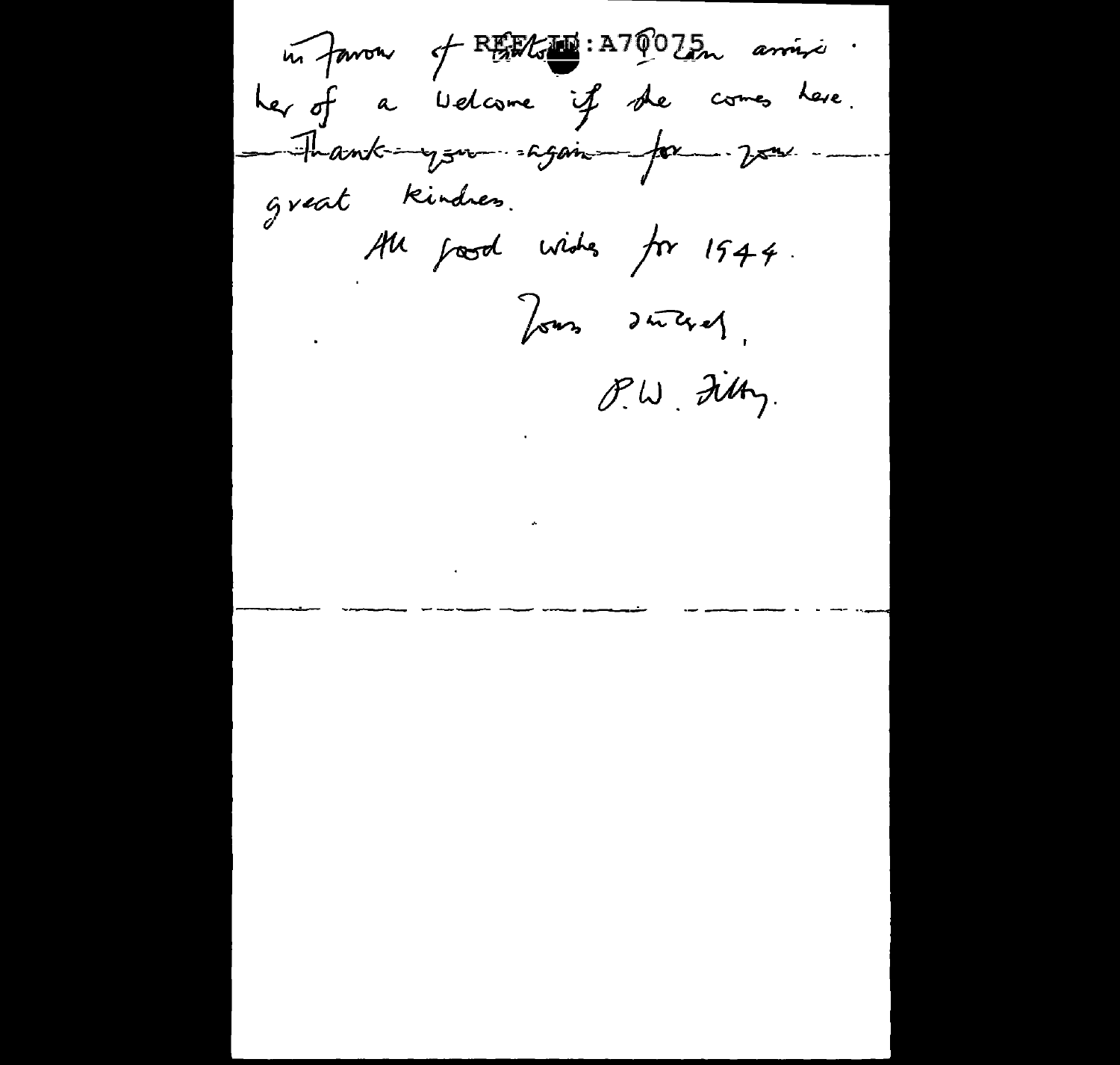in favour of [REF ID:A70075] Barton can assure her of a welcome if she comes here.

~~Thank you again for your~~ great kindness.

All good wishes for 1944.

Yours sincerely,

P.W. Filby.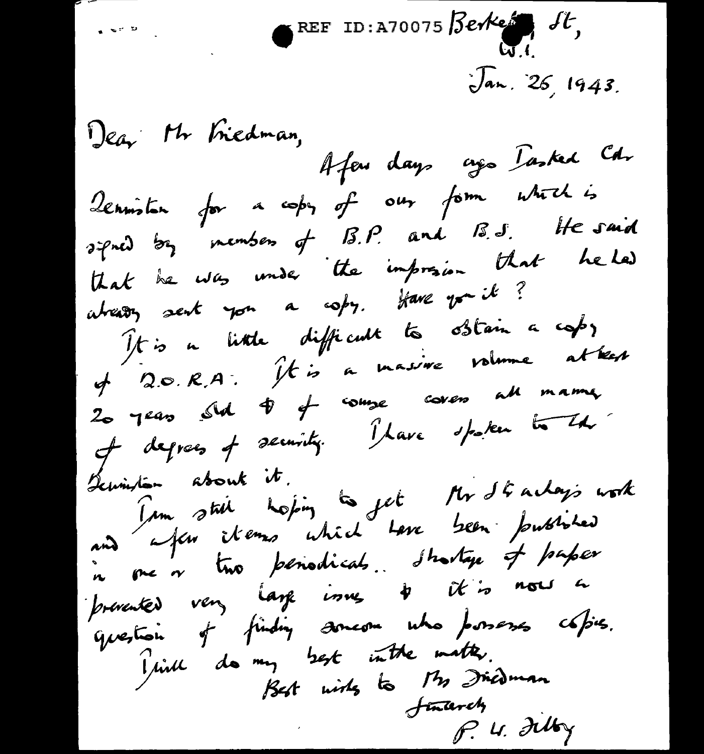REF ID:A70075 Berkeley St,
W.1.

Jan. 26, 1943.

Dear Mr Friedman,

A few days ago I asked Cdr Denniston for a copy of our form which is signed by members of B.P. and B.S. He said that he was under the impression that he had already sent you a copy. Have you it?

It is a little difficult to obtain a copy of D.O.R.A. It is a massive volume at least 20 years old & of course covers all manner of degrees of security. I have spoken to Cdr Denniston about it.

I am still hoping to get Mr Stackays work and a few items which have been published in one or two periodicals. Shortage of paper prevented very large issues & it is now a question of finding someone who possesses copies.

I will do my best in the matter.

Best wishes to Mrs Friedman

Sincerely

P. W. Filby